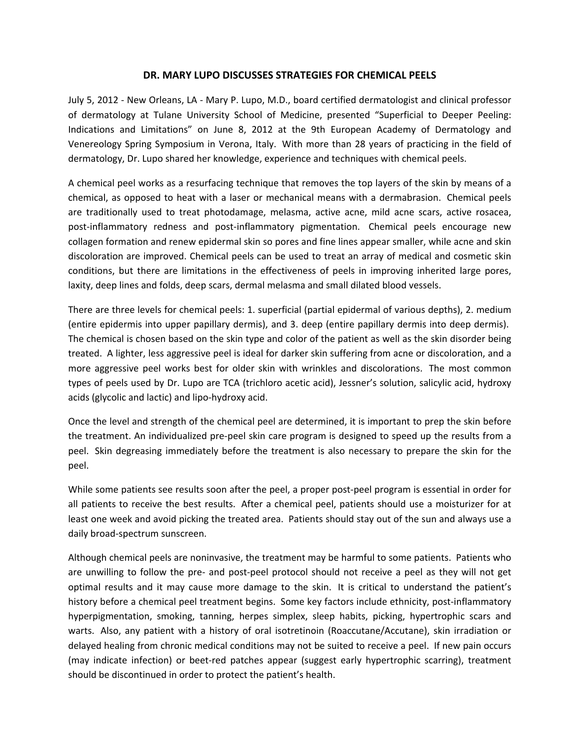# DR. MARY LUPO DISCUSSES STRATEGIES FOR CHEMICAL PEELS

July 5, 2012 - New Orleans, LA - Mary P. Lupo, M.D., board certified dermatologist and clinical professor of dermatology at Tulane University School of Medicine, presented "Superficial to Deeper Peeling: Indications and Limitations" on June 8, 2012 at the 9th European Academy of Dermatology and Venereology Spring Symposium in Verona, Italy. With more than 28 years of practicing in the field of dermatology, Dr. Lupo shared her knowledge, experience and techniques with chemical peels.

A chemical peel works as a resurfacing technique that removes the top layers of the skin by means of a chemical, as opposed to heat with a laser or mechanical means with a dermabrasion. Chemical peels are traditionally used to treat photodamage, melasma, active acne, mild acne scars, active rosacea, post-inflammatory redness and post-inflammatory pigmentation. Chemical peels encourage new collagen formation and renew epidermal skin so pores and fine lines appear smaller, while acne and skin discoloration are improved. Chemical peels can be used to treat an array of medical and cosmetic skin conditions, but there are limitations in the effectiveness of peels in improving inherited large pores, laxity, deep lines and folds, deep scars, dermal melasma and small dilated blood vessels.

There are three levels for chemical peels: 1. superficial (partial epidermal of various depths), 2. medium (entire epidermis into upper papillary dermis), and 3. deep (entire papillary dermis into deep dermis). The chemical is chosen based on the skin type and color of the patient as well as the skin disorder being treated. A lighter, less aggressive peel is ideal for darker skin suffering from acne or discoloration, and a more aggressive peel works best for older skin with wrinkles and discolorations. The most common types of peels used by Dr. Lupo are TCA (trichloro acetic acid), Jessner's solution, salicylic acid, hydroxy acids (glycolic and lactic) and lipo-hydroxy acid.

Once the level and strength of the chemical peel are determined, it is important to prep the skin before the treatment. An individualized pre-peel skin care program is designed to speed up the results from a peel. Skin degreasing immediately before the treatment is also necessary to prepare the skin for the peel.

While some patients see results soon after the peel, a proper post-peel program is essential in order for all patients to receive the best results. After a chemical peel, patients should use a moisturizer for at least one week and avoid picking the treated area. Patients should stay out of the sun and always use a daily broad-spectrum sunscreen.

Although chemical peels are noninvasive, the treatment may be harmful to some patients. Patients who are unwilling to follow the pre- and post-peel protocol should not receive a peel as they will not get optimal results and it may cause more damage to the skin. It is critical to understand the patient's history before a chemical peel treatment begins. Some key factors include ethnicity, post-inflammatory hyperpigmentation, smoking, tanning, herpes simplex, sleep habits, picking, hypertrophic scars and warts. Also, any patient with a history of oral isotretinoin (Roaccutane/Accutane), skin irradiation or delayed healing from chronic medical conditions may not be suited to receive a peel. If new pain occurs (may indicate infection) or beet-red patches appear (suggest early hypertrophic scarring), treatment should be discontinued in order to protect the patient's health.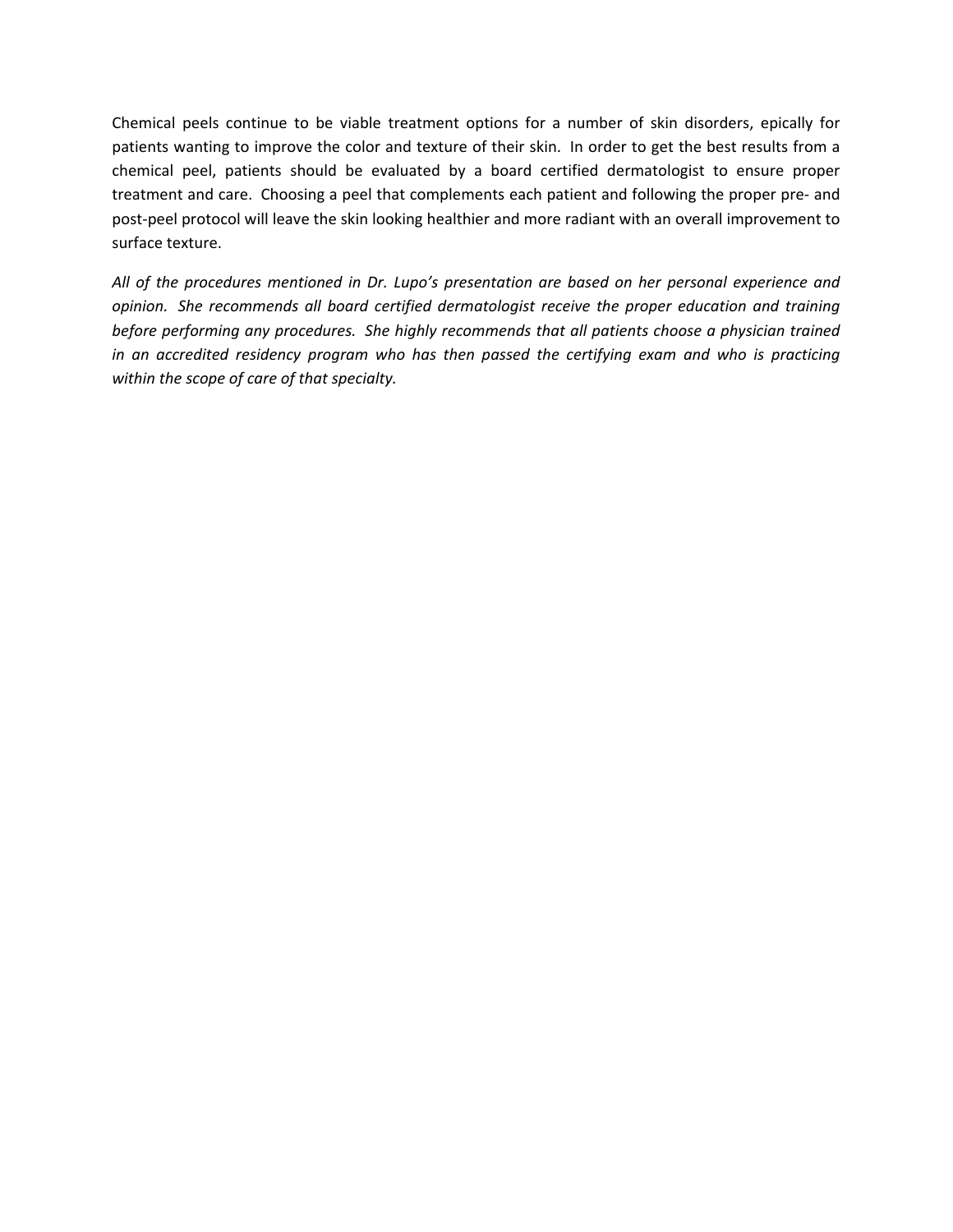Chemical peels continue to be viable treatment options for a number of skin disorders, epically for patients wanting to improve the color and texture of their skin. In order to get the best results from a chemical peel, patients should be evaluated by a board certified dermatologist to ensure proper treatment and care. Choosing a peel that complements each patient and following the proper pre- and post-peel protocol will leave the skin looking healthier and more radiant with an overall improvement to surface texture.

*All of the procedures mentioned in Dr. Lupo's presentation are based on her personal experience and opinion. She recommends all board certified dermatologist receive the proper education and training before performing any procedures. She highly recommends that all patients choose a physician trained in an accredited residency program who has then passed the certifying exam and who is practicing within the scope of care of that specialty.*